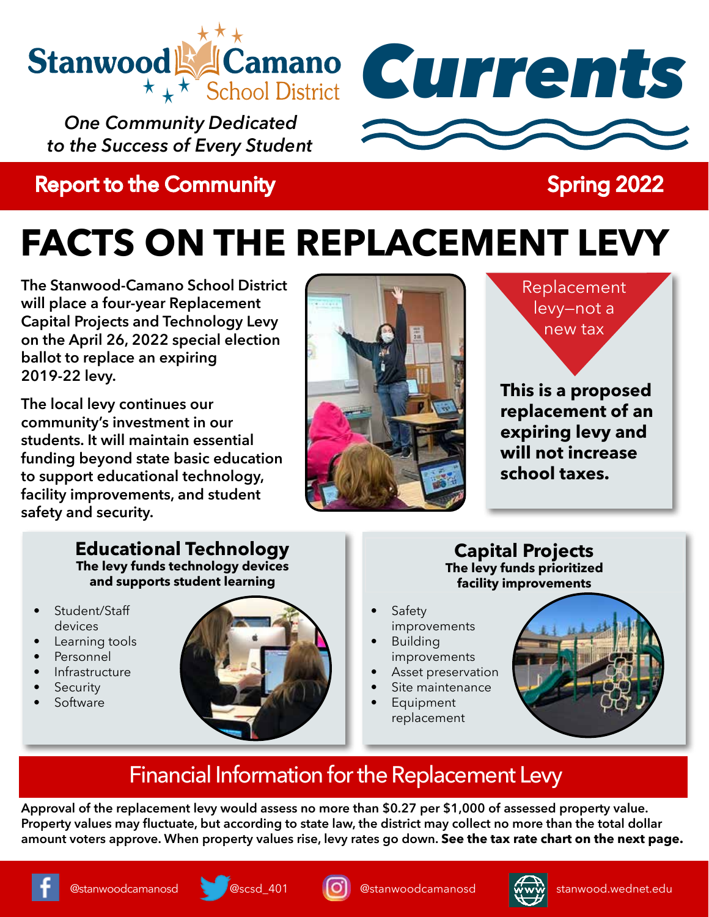# Stanwood Camano School District

*One Community Dedicated to the Success of Every Student*

# Currents

## Report to the Community — Spring 2022

# FACTS ON THE REPLACEMENT LEVY

**The Stanwood-Camano School District will place a four-year Replacement Capital Projects and Technology Levy on the April 26, 2022 special election ballot to replace an expiring 2019-22 levy.**

**The local levy continues our community's investment in our students. It will maintain essential funding beyond state basic education to support educational technology, facility improvements, and student safety and security.**

Replacement levy–not a new tax

**This is a proposed replacement of an expiring levy and will not increase school taxes.**

### Educational Technology

**The levy funds technology devices and supports student learning**

- Student/Staff devices
- Learning tools
- Personnel
- Infrastructure
- Security
- Software

### Capital Projects

**The levy funds prioritized facility improvements**

- Safety improvements
- Building improvements
- Asset preservation
- Site maintenance
- Equipment replacement

## Financial Information for the Replacement Levy

**Approval of the replacement levy would assess no more than $0.27 per $1,000 of assessed property value. Property values may fluctuate, but according to state law, the district may collect no more than the total dollar amount voters approve. When property values rise, levy rates go down. See the tax rate chart on the next page.**

@stanwoodcamanosd | @scsd_401 | @stanwoodcamanosd | stanwood.wednet.edu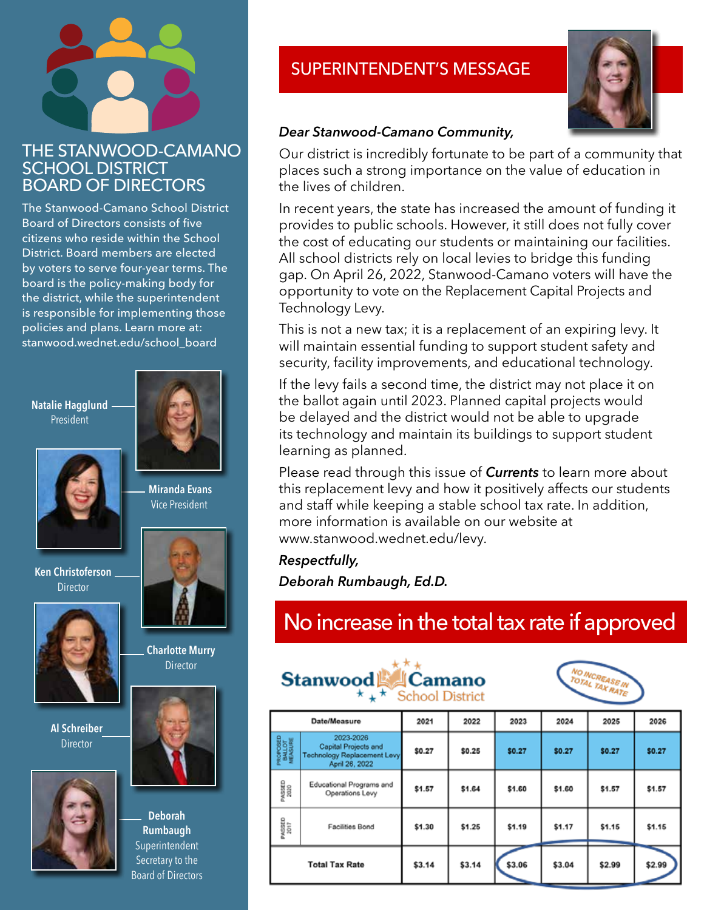# THE STANWOOD-CAMANO SCHOOL DISTRICT BOARD OF DIRECTORS

The Stanwood-Camano School District Board of Directors consists of five citizens who reside within the School District. Board members are elected by voters to serve four-year terms. The board is the policy-making body for the district, while the superintendent is responsible for implementing those policies and plans. Learn more at: stanwood.wednet.edu/school_board

**Natalie Hagglund**
President

**Miranda Evans**
Vice President

**Ken Christoferson**
Director

**Charlotte Murry**
Director

**Al Schreiber**
Director

**Deborah Rumbaugh**
Superintendent
Secretary to the Board of Directors

## SUPERINTENDENT'S MESSAGE

***Dear Stanwood-Camano Community,***

Our district is incredibly fortunate to be part of a community that places such a strong importance on the value of education in the lives of children.

In recent years, the state has increased the amount of funding it provides to public schools. However, it still does not fully cover the cost of educating our students or maintaining our facilities. All school districts rely on local levies to bridge this funding gap. On April 26, 2022, Stanwood-Camano voters will have the opportunity to vote on the Replacement Capital Projects and Technology Levy.

This is not a new tax; it is a replacement of an expiring levy. It will maintain essential funding to support student safety and security, facility improvements, and educational technology.

If the levy fails a second time, the district may not place it on the ballot again until 2023. Planned capital projects would be delayed and the district would not be able to upgrade its technology and maintain its buildings to support student learning as planned.

Please read through this issue of ***Currents*** to learn more about this replacement levy and how it positively affects our students and staff while keeping a stable school tax rate. In addition, more information is available on our website at www.stanwood.wednet.edu/levy.

***Respectfully,***

***Deborah Rumbaugh, Ed.D.***

## No increase in the total tax rate if approved

Stanwood Camano School District

NO INCREASE IN TOTAL TAX RATE

| | Date/Measure | 2021 | 2022 | 2023 | 2024 | 2025 | 2026 |
|---|---|---|---|---|---|---|---|
| PROPOSED BALLOT MEASURE | 2023-2026 Capital Projects and Technology Replacement Levy April 26, 2022 | $0.27 | $0.25 | $0.27 | $0.27 | $0.27 | $0.27 |
| PASSED 2020 | Educational Programs and Operations Levy | $1.57 | $1.64 | $1.60 | $1.60 | $1.57 | $1.57 |
| PASSED 2017 | Facilities Bond | $1.30 | $1.25 | $1.19 | $1.17 | $1.15 | $1.15 |
| | Total Tax Rate | $3.14 | $3.14 | $3.06 | $3.04 | $2.99 | $2.99 |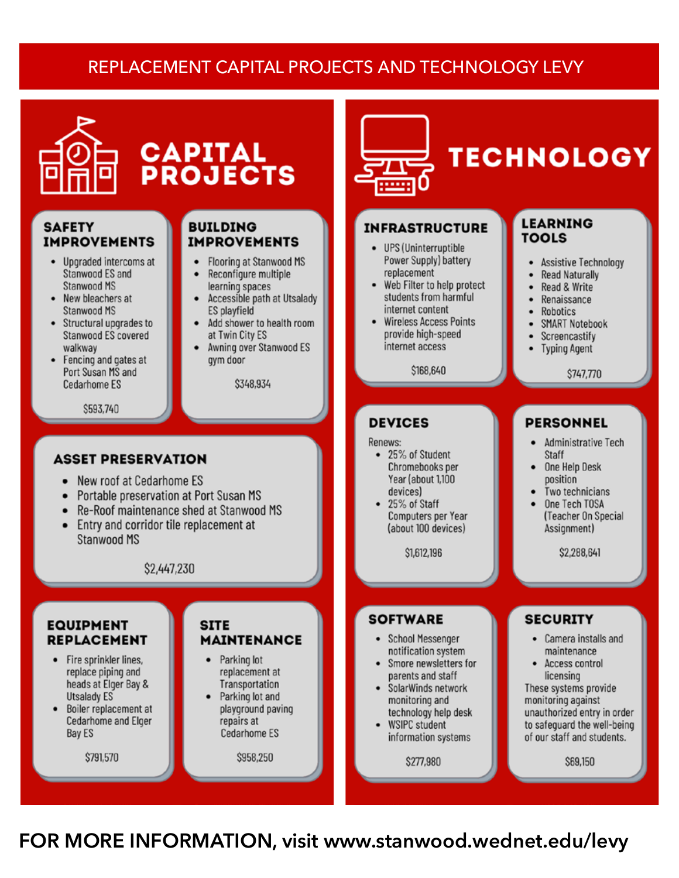# REPLACEMENT CAPITAL PROJECTS AND TECHNOLOGY LEVY

## CAPITAL PROJECTS

### SAFETY IMPROVEMENTS

- Upgraded intercoms at Stanwood ES and Stanwood MS
- New bleachers at Stanwood MS
- Structural upgrades to Stanwood ES covered walkway
- Fencing and gates at Port Susan MS and Cedarhome ES

$593,740

### BUILDING IMPROVEMENTS

- Flooring at Stanwood MS
- Reconfigure multiple learning spaces
- Accessible path at Utsalady ES playfield
- Add shower to health room at Twin City ES
- Awning over Stanwood ES gym door

$348,934

### ASSET PRESERVATION

- New roof at Cedarhome ES
- Portable preservation at Port Susan MS
- Re-Roof maintenance shed at Stanwood MS
- Entry and corridor tile replacement at Stanwood MS

$2,447,230

### EQUIPMENT REPLACEMENT

- Fire sprinkler lines, replace piping and heads at Elger Bay & Utsalady ES
- Boiler replacement at Cedarhome and Elger Bay ES

$791,570

### SITE MAINTENANCE

- Parking lot replacement at Transportation
- Parking lot and playground paving repairs at Cedarhome ES

$958,250

## TECHNOLOGY

### INFRASTRUCTURE

- UPS (Uninterruptible Power Supply) battery replacement
- Web Filter to help protect students from harmful internet content
- Wireless Access Points provide high-speed internet access

$168,640

### LEARNING TOOLS

- Assistive Technology
- Read Naturally
- Read & Write
- Renaissance
- Robotics
- SMART Notebook
- Screencastify
- Typing Agent

$747,770

### DEVICES

Renews:

- 25% of Student Chromebooks per Year (about 1,100 devices)
- 25% of Staff Computers per Year (about 100 devices)

$1,612,196

### PERSONNEL

- Administrative Tech Staff
- One Help Desk position
- Two technicians
- One Tech TOSA (Teacher On Special Assignment)

$2,288,641

### SOFTWARE

- School Messenger notification system
- Smore newsletters for parents and staff
- SolarWinds network monitoring and technology help desk
- WSIPC student information systems

$277,980

### SECURITY

- Camera installs and maintenance
- Access control licensing

These systems provide monitoring against unauthorized entry in order to safeguard the well-being of our staff and students.

$69,150

**FOR MORE INFORMATION, visit www.stanwood.wednet.edu/levy**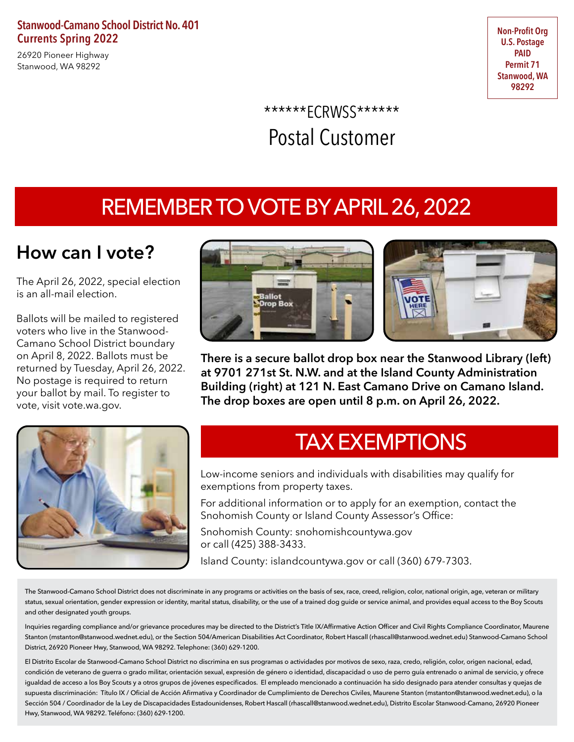**Stanwood-Camano School District No. 401**
**Currents Spring 2022**

26920 Pioneer Highway
Stanwood, WA 98292

Non-Profit Org
U.S. Postage
PAID
Permit 71
Stanwood, WA
98292

******ECRWSS******
Postal Customer

# REMEMBER TO VOTE BY APRIL 26, 2022

## How can I vote?

The April 26, 2022, special election is an all-mail election.

Ballots will be mailed to registered voters who live in the Stanwood-Camano School District boundary on April 8, 2022. Ballots must be returned by Tuesday, April 26, 2022. No postage is required to return your ballot by mail. To register to vote, visit vote.wa.gov.

**There is a secure ballot drop box near the Stanwood Library (left) at 9701 271st St. N.W. and at the Island County Administration Building (right) at 121 N. East Camano Drive on Camano Island. The drop boxes are open until 8 p.m. on April 26, 2022.**

# TAX EXEMPTIONS

Low-income seniors and individuals with disabilities may qualify for exemptions from property taxes.

For additional information or to apply for an exemption, contact the Snohomish County or Island County Assessor's Office:

Snohomish County: snohomishcountywa.gov
or call (425) 388-3433.

Island County: islandcountywa.gov or call (360) 679-7303.

The Stanwood-Camano School District does not discriminate in any programs or activities on the basis of sex, race, creed, religion, color, national origin, age, veteran or military status, sexual orientation, gender expression or identity, marital status, disability, or the use of a trained dog guide or service animal, and provides equal access to the Boy Scouts and other designated youth groups.

Inquiries regarding compliance and/or grievance procedures may be directed to the District's Title IX/Affirmative Action Officer and Civil Rights Compliance Coordinator, Maurene Stanton (mstanton@stanwood.wednet.edu), or the Section 504/American Disabilities Act Coordinator, Robert Hascall (rhascall@stanwood.wednet.edu) Stanwood-Camano School District, 26920 Pioneer Hwy, Stanwood, WA 98292. Telephone: (360) 629-1200.

El Distrito Escolar de Stanwood-Camano School District no discrimina en sus programas o actividades por motivos de sexo, raza, credo, religión, color, origen nacional, edad, condición de veterano de guerra o grado militar, orientación sexual, expresión de género o identidad, discapacidad o uso de perro guía entrenado o animal de servicio, y ofrece igualdad de acceso a los Boy Scouts y a otros grupos de jóvenes especificados. El empleado mencionado a continuación ha sido designado para atender consultas y quejas de supuesta discriminación: Título IX / Oficial de Acción Afirmativa y Coordinador de Cumplimiento de Derechos Civiles, Maurene Stanton (mstanton@stanwood.wednet.edu), o la Sección 504 / Coordinador de la Ley de Discapacidades Estadounidenses, Robert Hascall (rhascall@stanwood.wednet.edu), Distrito Escolar Stanwood-Camano, 26920 Pioneer Hwy, Stanwood, WA 98292. Teléfono: (360) 629-1200.